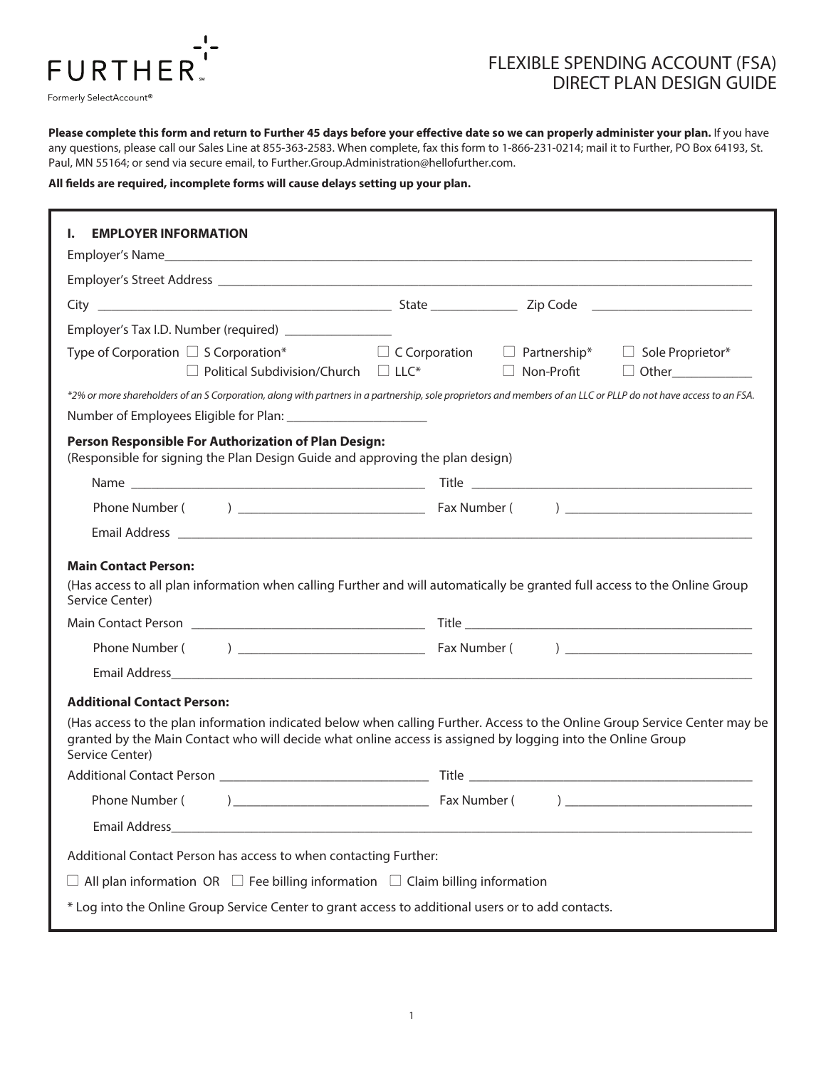FURTHER

Formerly SelectAccount®

# FLEXIBLE SPENDING ACCOUNT (FSA) DIRECT PLAN DESIGN GUIDE

**Please complete this form and return to Further 45 days before your effective date so we can properly administer your plan.** If you have any questions, please call our Sales Line at 855-363-2583. When complete, fax this form to 1-866-231-0214; mail it to Further, PO Box 64193, St. Paul, MN 55164; or send via secure email, to Further.Group.Administration@hellofurther.com.

**All fields are required, incomplete forms will cause delays setting up your plan.**

## I. EMPLOYER INFORMATION

Employer's Name_______________________________________________

Employer's Street Address _______________________________________________

City _______________________ State ____________ Zip Code ____________________

Employer's Tax I.D. Number (required) _______________

Type of Corporation ☐ S Corporation* ☐ C Corporation ☐ Partnership* ☐ Sole Proprietor* ☐ Political Subdivision/Church ☐ LLC* ☐ Non-Profit ☐ Other____________

*\*2% or more shareholders of an S Corporation, along with partners in a partnership, sole proprietors and members of an LLC or PLLP do not have access to an FSA.*

Number of Employees Eligible for Plan: ____________________

**Person Responsible For Authorization of Plan Design:**
(Responsible for signing the Plan Design Guide and approving the plan design)

Name _______________________________ Title _______________________________

Phone Number ( ) ________________________ Fax Number ( ) ________________________

Email Address _______________________________________________

**Main Contact Person:**

(Has access to all plan information when calling Further and will automatically be granted full access to the Online Group Service Center)

Main Contact Person ___________________________ Title _______________________________

Phone Number ( ) ________________________ Fax Number ( ) ________________________

Email Address_______________________________________________

**Additional Contact Person:**

(Has access to the plan information indicated below when calling Further. Access to the Online Group Service Center may be granted by the Main Contact who will decide what online access is assigned by logging into the Online Group Service Center)

Additional Contact Person ___________________________ Title _______________________________

Phone Number ( ) ________________________ Fax Number ( ) ________________________

Email Address_______________________________________________

Additional Contact Person has access to when contacting Further:

☐ All plan information OR ☐ Fee billing information ☐ Claim billing information

\* Log into the Online Group Service Center to grant access to additional users or to add contacts.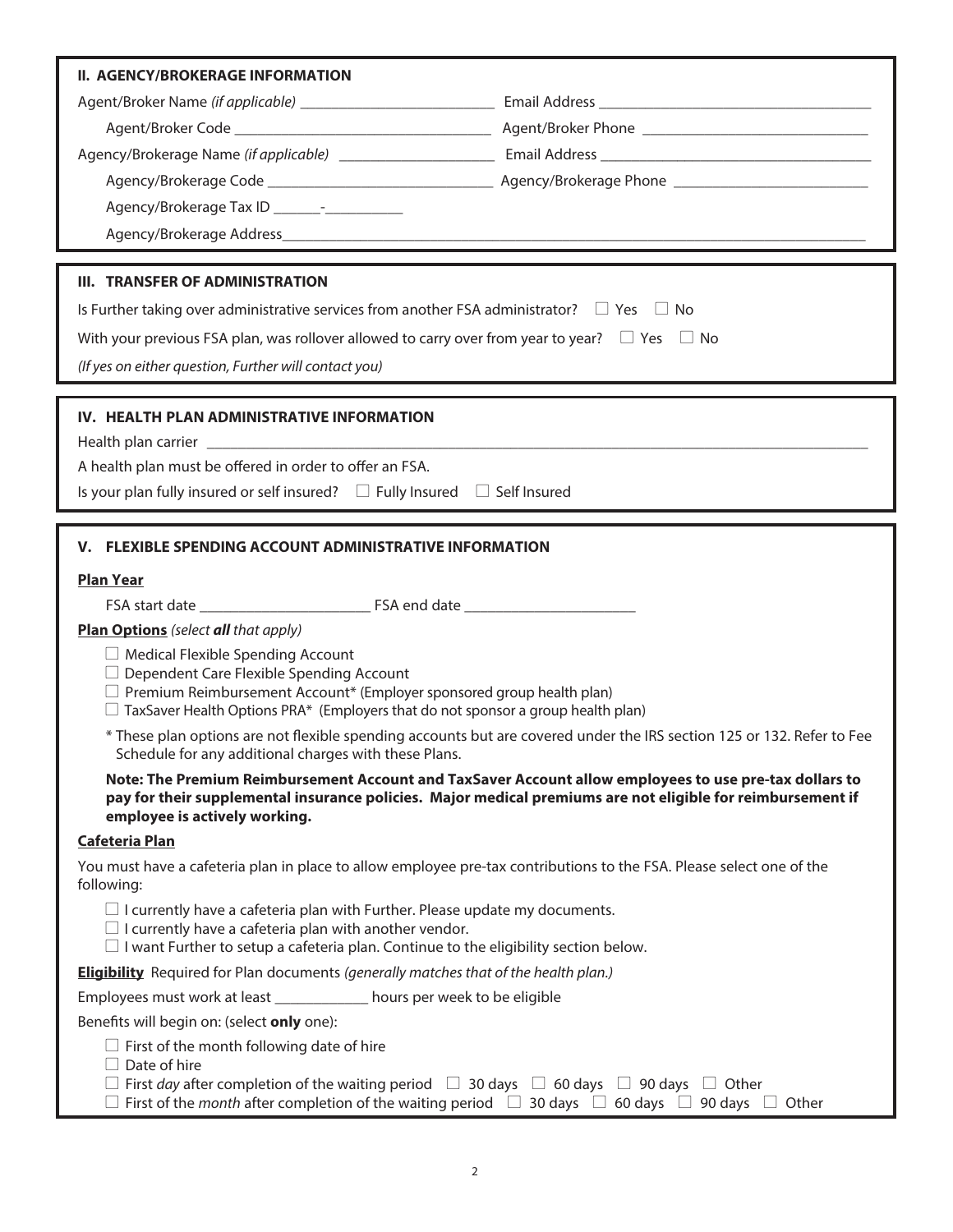## II. AGENCY/BROKERAGE INFORMATION

Agent/Broker Name *(if applicable)* ______________________ Email Address ______________________________

Agent/Broker Code ______________________________ Agent/Broker Phone __________________________

Agency/Brokerage Name *(if applicable)* __________________ Email Address ______________________________

Agency/Brokerage Code ___________________________ Agency/Brokerage Phone ______________________

Agency/Brokerage Tax ID ______-__________

Agency/Brokerage Address__________________________________________________________________________

## III. TRANSFER OF ADMINISTRATION

Is Further taking over administrative services from another FSA administrator? ☐ Yes ☐ No

With your previous FSA plan, was rollover allowed to carry over from year to year? ☐ Yes ☐ No

*(If yes on either question, Further will contact you)*

## IV. HEALTH PLAN ADMINISTRATIVE INFORMATION

Health plan carrier ______________________________________________________________________________

A health plan must be offered in order to offer an FSA.

Is your plan fully insured or self insured? ☐ Fully Insured ☐ Self Insured

## V. FLEXIBLE SPENDING ACCOUNT ADMINISTRATIVE INFORMATION

**Plan Year**

FSA start date ____________________ FSA end date ____________________

**Plan Options** *(select **all** that apply)*

- ☐ Medical Flexible Spending Account
- ☐ Dependent Care Flexible Spending Account
- ☐ Premium Reimbursement Account* (Employer sponsored group health plan)
- ☐ TaxSaver Health Options PRA* (Employers that do not sponsor a group health plan)

\* These plan options are not flexible spending accounts but are covered under the IRS section 125 or 132. Refer to Fee Schedule for any additional charges with these Plans.

**Note: The Premium Reimbursement Account and TaxSaver Account allow employees to use pre-tax dollars to pay for their supplemental insurance policies. Major medical premiums are not eligible for reimbursement if employee is actively working.**

**Cafeteria Plan**

You must have a cafeteria plan in place to allow employee pre-tax contributions to the FSA. Please select one of the following:

- ☐ I currently have a cafeteria plan with Further. Please update my documents.
- ☐ I currently have a cafeteria plan with another vendor.
- ☐ I want Further to setup a cafeteria plan. Continue to the eligibility section below.

**Eligibility** Required for Plan documents *(generally matches that of the health plan.)*

Employees must work at least ___________ hours per week to be eligible

Benefits will begin on: (select **only** one):

- ☐ First of the month following date of hire
- ☐ Date of hire
- ☐ First *day* after completion of the waiting period ☐ 30 days ☐ 60 days ☐ 90 days ☐ Other
- ☐ First of the *month* after completion of the waiting period ☐ 30 days ☐ 60 days ☐ 90 days ☐ Other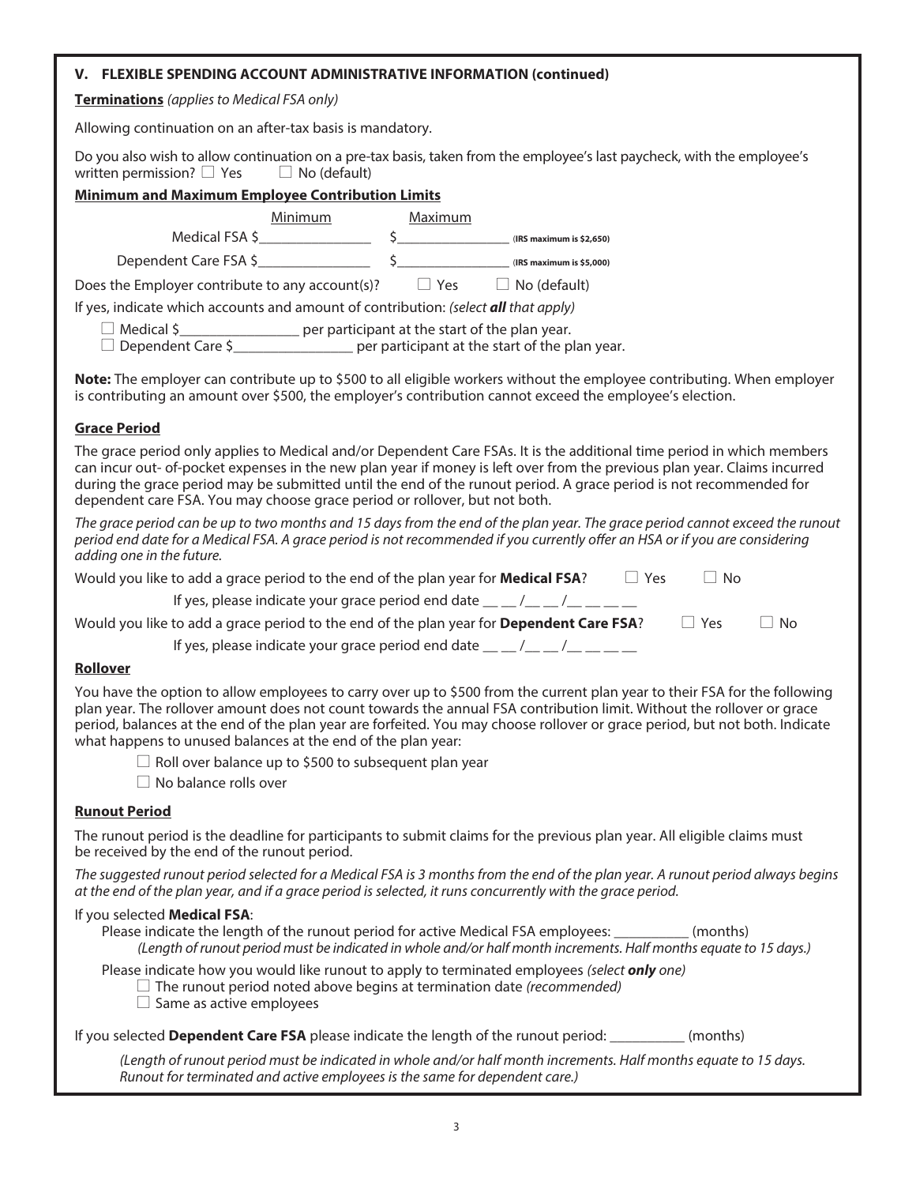## V. FLEXIBLE SPENDING ACCOUNT ADMINISTRATIVE INFORMATION (continued)

**Terminations** *(applies to Medical FSA only)*

Allowing continuation on an after-tax basis is mandatory.

Do you also wish to allow continuation on a pre-tax basis, taken from the employee's last paycheck, with the employee's written permission? ☐ Yes ☐ No (default)

**Minimum and Maximum Employee Contribution Limits**

| | Minimum | Maximum | |
|---|---|---|---|
| Medical FSA | $________ | $________ | **(IRS maximum is $2,650)** |
| Dependent Care FSA | $________ | $________ | **(IRS maximum is $5,000)** |

Does the Employer contribute to any account(s)? ☐ Yes ☐ No (default)

If yes, indicate which accounts and amount of contribution: *(select* ***all*** *that apply)*

☐ Medical $________ per participant at the start of the plan year.
☐ Dependent Care $________ per participant at the start of the plan year.

**Note:** The employer can contribute up to $500 to all eligible workers without the employee contributing. When employer is contributing an amount over $500, the employer's contribution cannot exceed the employee's election.

**Grace Period**

The grace period only applies to Medical and/or Dependent Care FSAs. It is the additional time period in which members can incur out- of-pocket expenses in the new plan year if money is left over from the previous plan year. Claims incurred during the grace period may be submitted until the end of the runout period. A grace period is not recommended for dependent care FSA. You may choose grace period or rollover, but not both.

*The grace period can be up to two months and 15 days from the end of the plan year. The grace period cannot exceed the runout period end date for a Medical FSA. A grace period is not recommended if you currently offer an HSA or if you are considering adding one in the future.*

Would you like to add a grace period to the end of the plan year for **Medical FSA**? ☐ Yes ☐ No

If yes, please indicate your grace period end date __ __ /__ __ /__ __ __ __

Would you like to add a grace period to the end of the plan year for **Dependent Care FSA**? ☐ Yes ☐ No

If yes, please indicate your grace period end date __ __ /__ __ /__ __ __ __

**Rollover**

You have the option to allow employees to carry over up to $500 from the current plan year to their FSA for the following plan year. The rollover amount does not count towards the annual FSA contribution limit. Without the rollover or grace period, balances at the end of the plan year are forfeited. You may choose rollover or grace period, but not both. Indicate what happens to unused balances at the end of the plan year:

☐ Roll over balance up to $500 to subsequent plan year
☐ No balance rolls over

**Runout Period**

The runout period is the deadline for participants to submit claims for the previous plan year. All eligible claims must be received by the end of the runout period.

*The suggested runout period selected for a Medical FSA is 3 months from the end of the plan year. A runout period always begins at the end of the plan year, and if a grace period is selected, it runs concurrently with the grace period.*

If you selected **Medical FSA**:

Please indicate the length of the runout period for active Medical FSA employees: __________ (months)
*(Length of runout period must be indicated in whole and/or half month increments. Half months equate to 15 days.)*

Please indicate how you would like runout to apply to terminated employees *(select* ***only*** *one)*

☐ The runout period noted above begins at termination date *(recommended)*
☐ Same as active employees

If you selected **Dependent Care FSA** please indicate the length of the runout period: __________ (months)

*(Length of runout period must be indicated in whole and/or half month increments. Half months equate to 15 days. Runout for terminated and active employees is the same for dependent care.)*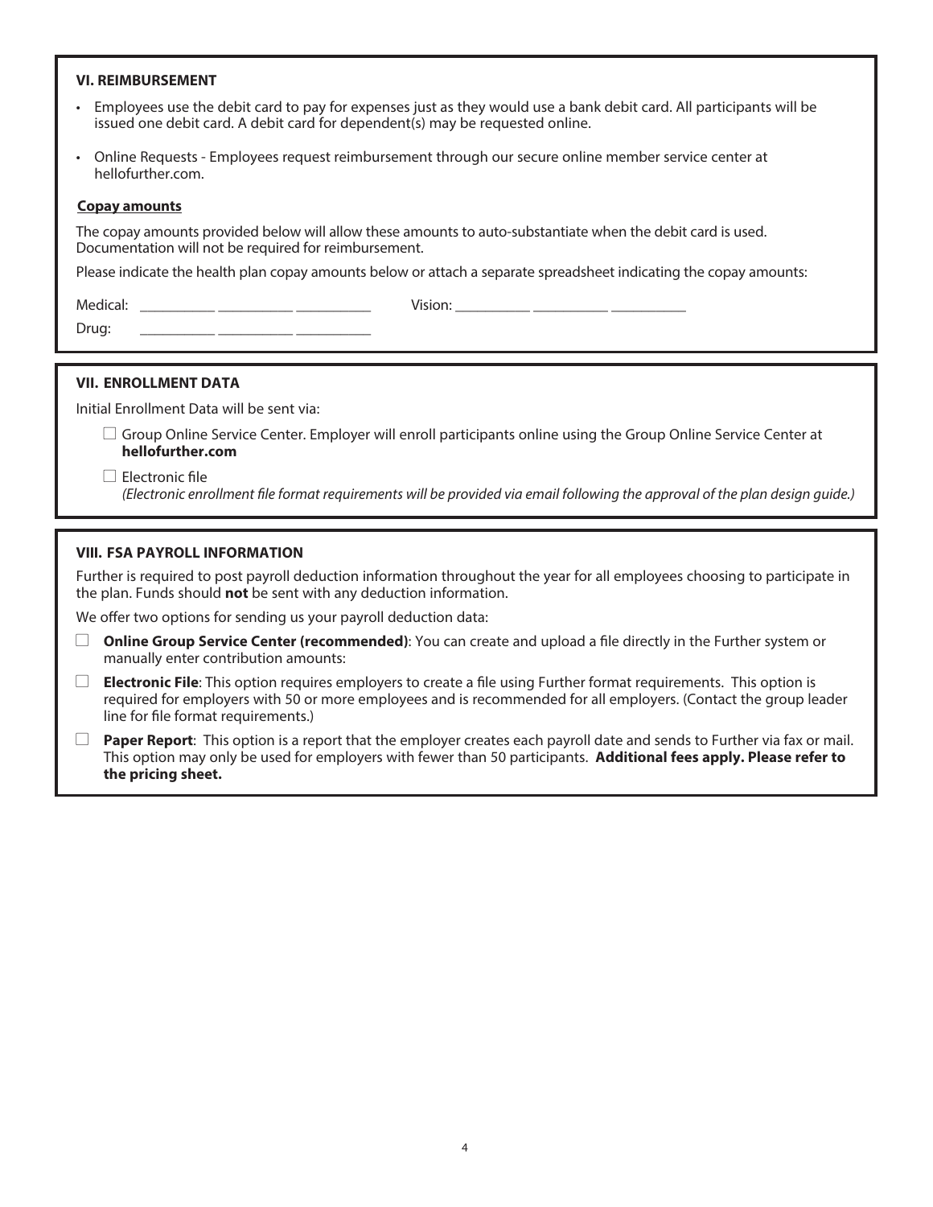### VI. REIMBURSEMENT

- Employees use the debit card to pay for expenses just as they would use a bank debit card. All participants will be issued one debit card. A debit card for dependent(s) may be requested online.
- Online Requests - Employees request reimbursement through our secure online member service center at hellofurther.com.

**Copay amounts**

The copay amounts provided below will allow these amounts to auto-substantiate when the debit card is used. Documentation will not be required for reimbursement.

Please indicate the health plan copay amounts below or attach a separate spreadsheet indicating the copay amounts:

Medical: __________ __________ __________ Vision: __________ __________ __________

Drug: __________ __________ __________

### VII. ENROLLMENT DATA

Initial Enrollment Data will be sent via:

☐ Group Online Service Center. Employer will enroll participants online using the Group Online Service Center at **hellofurther.com**

☐ Electronic file
*(Electronic enrollment file format requirements will be provided via email following the approval of the plan design guide.)*

### VIII. FSA PAYROLL INFORMATION

Further is required to post payroll deduction information throughout the year for all employees choosing to participate in the plan. Funds should **not** be sent with any deduction information.

We offer two options for sending us your payroll deduction data:

☐ **Online Group Service Center (recommended)**: You can create and upload a file directly in the Further system or manually enter contribution amounts:

☐ **Electronic File**: This option requires employers to create a file using Further format requirements. This option is required for employers with 50 or more employees and is recommended for all employers. (Contact the group leader line for file format requirements.)

☐ **Paper Report**: This option is a report that the employer creates each payroll date and sends to Further via fax or mail. This option may only be used for employers with fewer than 50 participants. **Additional fees apply. Please refer to the pricing sheet.**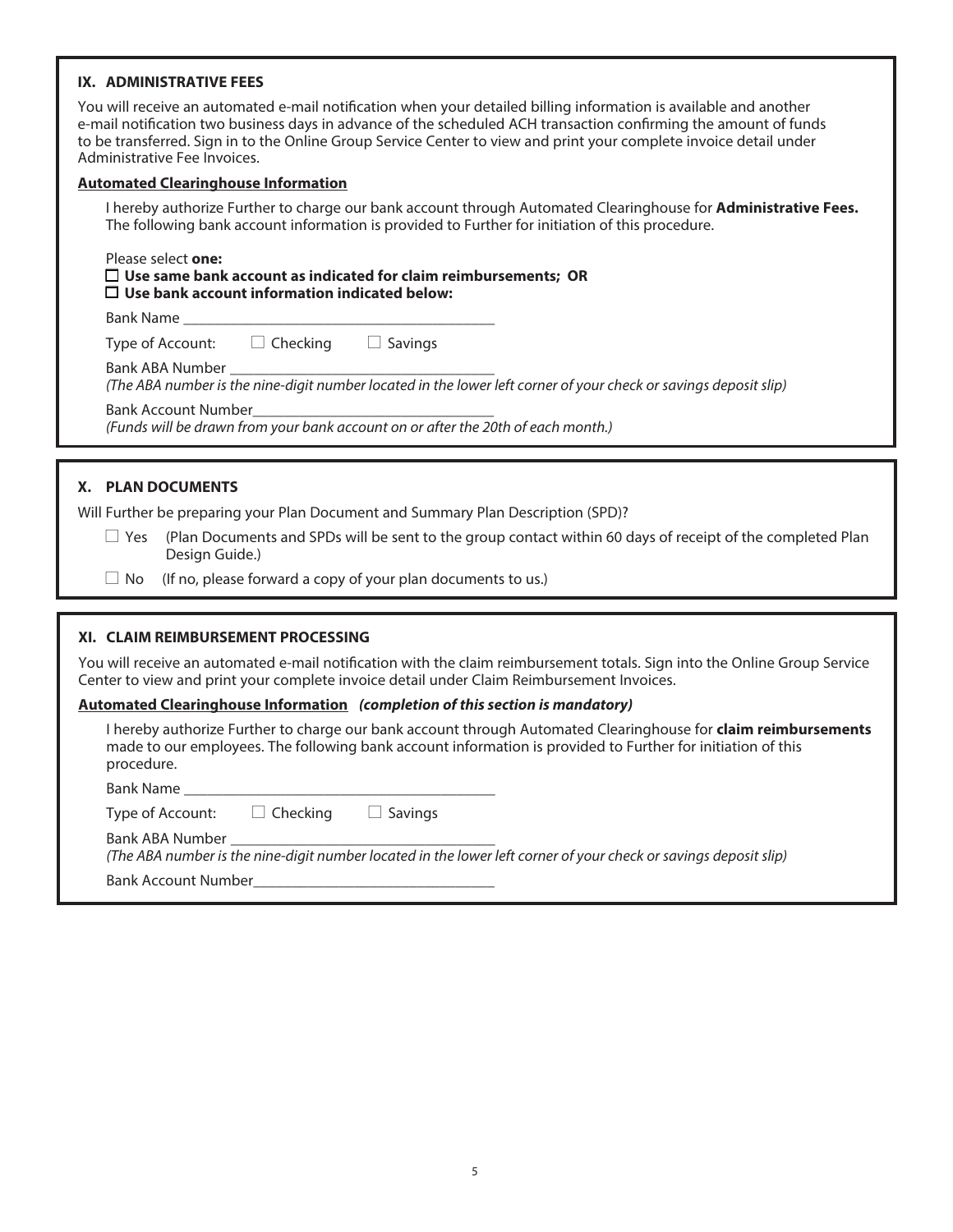## IX. ADMINISTRATIVE FEES

You will receive an automated e-mail notification when your detailed billing information is available and another e-mail notification two business days in advance of the scheduled ACH transaction confirming the amount of funds to be transferred. Sign in to the Online Group Service Center to view and print your complete invoice detail under Administrative Fee Invoices.

**Automated Clearinghouse Information**

I hereby authorize Further to charge our bank account through Automated Clearinghouse for **Administrative Fees.** The following bank account information is provided to Further for initiation of this procedure.

Please select **one:**

☐ **Use same bank account as indicated for claim reimbursements; OR**

☐ **Use bank account information indicated below:**

Bank Name ________________________________________

Type of Account: ☐ Checking ☐ Savings

Bank ABA Number __________________________________

*(The ABA number is the nine-digit number located in the lower left corner of your check or savings deposit slip)*

Bank Account Number_______________________________

*(Funds will be drawn from your bank account on or after the 20th of each month.)*

## X. PLAN DOCUMENTS

Will Further be preparing your Plan Document and Summary Plan Description (SPD)?

☐ Yes (Plan Documents and SPDs will be sent to the group contact within 60 days of receipt of the completed Plan Design Guide.)

☐ No (If no, please forward a copy of your plan documents to us.)

## XI. CLAIM REIMBURSEMENT PROCESSING

You will receive an automated e-mail notification with the claim reimbursement totals. Sign into the Online Group Service Center to view and print your complete invoice detail under Claim Reimbursement Invoices.

**Automated Clearinghouse Information** ***(completion of this section is mandatory)***

I hereby authorize Further to charge our bank account through Automated Clearinghouse for **claim reimbursements** made to our employees. The following bank account information is provided to Further for initiation of this procedure.

Bank Name ________________________________________

Type of Account: ☐ Checking ☐ Savings

Bank ABA Number __________________________________

*(The ABA number is the nine-digit number located in the lower left corner of your check or savings deposit slip)*

Bank Account Number_______________________________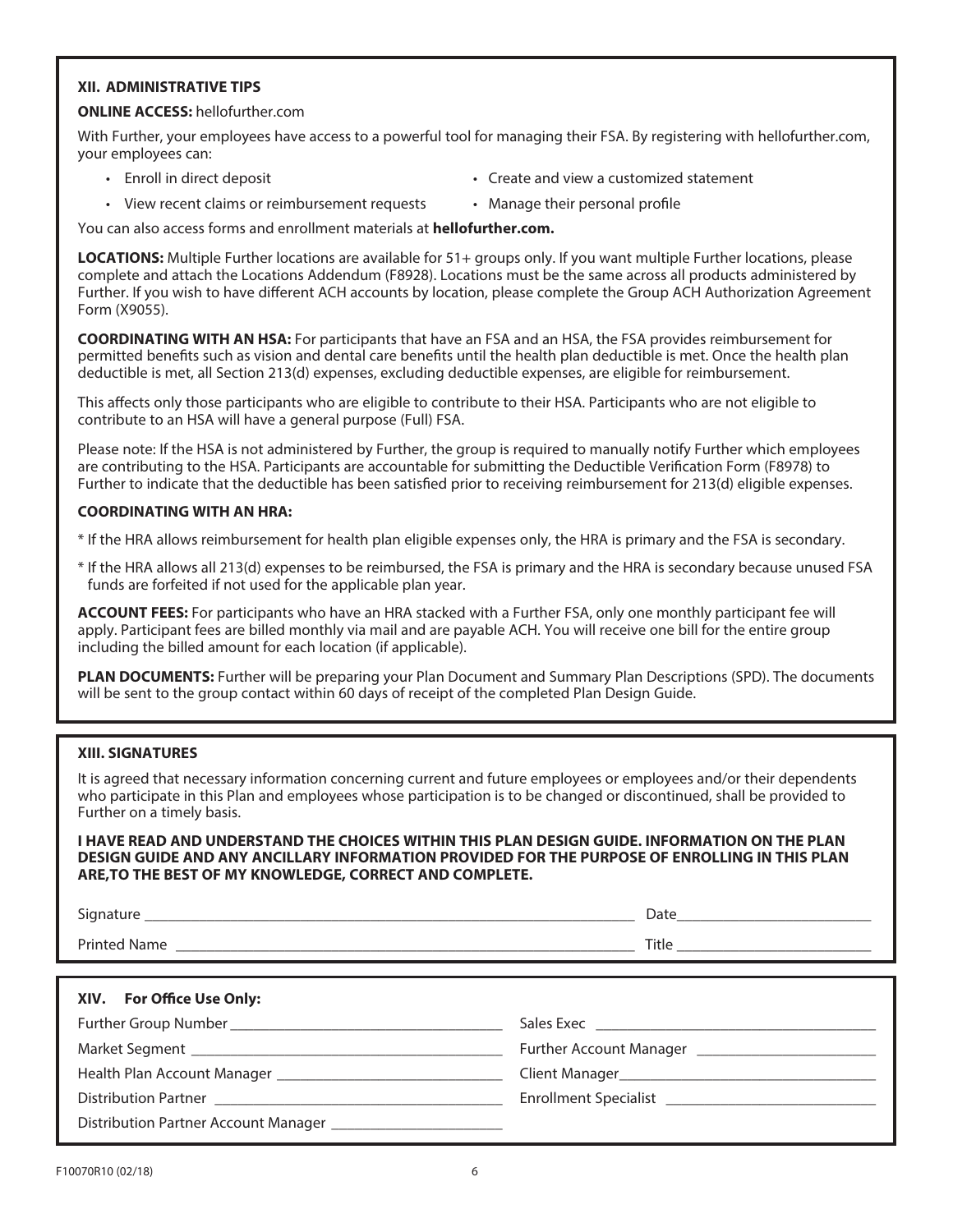## XII. ADMINISTRATIVE TIPS

**ONLINE ACCESS:** hellofurther.com

With Further, your employees have access to a powerful tool for managing their FSA. By registering with hellofurther.com, your employees can:

- Enroll in direct deposit
- View recent claims or reimbursement requests
- Create and view a customized statement
- Manage their personal profile

You can also access forms and enrollment materials at **hellofurther.com.**

**LOCATIONS:** Multiple Further locations are available for 51+ groups only. If you want multiple Further locations, please complete and attach the Locations Addendum (F8928). Locations must be the same across all products administered by Further. If you wish to have different ACH accounts by location, please complete the Group ACH Authorization Agreement Form (X9055).

**COORDINATING WITH AN HSA:** For participants that have an FSA and an HSA, the FSA provides reimbursement for permitted benefits such as vision and dental care benefits until the health plan deductible is met. Once the health plan deductible is met, all Section 213(d) expenses, excluding deductible expenses, are eligible for reimbursement.

This affects only those participants who are eligible to contribute to their HSA. Participants who are not eligible to contribute to an HSA will have a general purpose (Full) FSA.

Please note: If the HSA is not administered by Further, the group is required to manually notify Further which employees are contributing to the HSA. Participants are accountable for submitting the Deductible Verification Form (F8978) to Further to indicate that the deductible has been satisfied prior to receiving reimbursement for 213(d) eligible expenses.

**COORDINATING WITH AN HRA:**

* If the HRA allows reimbursement for health plan eligible expenses only, the HRA is primary and the FSA is secondary.

* If the HRA allows all 213(d) expenses to be reimbursed, the FSA is primary and the HRA is secondary because unused FSA funds are forfeited if not used for the applicable plan year.

**ACCOUNT FEES:** For participants who have an HRA stacked with a Further FSA, only one monthly participant fee will apply. Participant fees are billed monthly via mail and are payable ACH. You will receive one bill for the entire group including the billed amount for each location (if applicable).

**PLAN DOCUMENTS:** Further will be preparing your Plan Document and Summary Plan Descriptions (SPD). The documents will be sent to the group contact within 60 days of receipt of the completed Plan Design Guide.

## XIII. SIGNATURES

It is agreed that necessary information concerning current and future employees or employees and/or their dependents who participate in this Plan and employees whose participation is to be changed or discontinued, shall be provided to Further on a timely basis.

**I HAVE READ AND UNDERSTAND THE CHOICES WITHIN THIS PLAN DESIGN GUIDE. INFORMATION ON THE PLAN DESIGN GUIDE AND ANY ANCILLARY INFORMATION PROVIDED FOR THE PURPOSE OF ENROLLING IN THIS PLAN ARE,TO THE BEST OF MY KNOWLEDGE, CORRECT AND COMPLETE.**

Signature ______________________________ Date ______________

Printed Name ______________________________ Title ______________

## XIV. For Office Use Only:

Further Group Number ______________________

Market Segment ______________________

Health Plan Account Manager ______________________

Distribution Partner ______________________

Distribution Partner Account Manager ______________________

Sales Exec ______________________

Further Account Manager ______________________

Client Manager ______________________

Enrollment Specialist ______________________

F10070R10 (02/18)